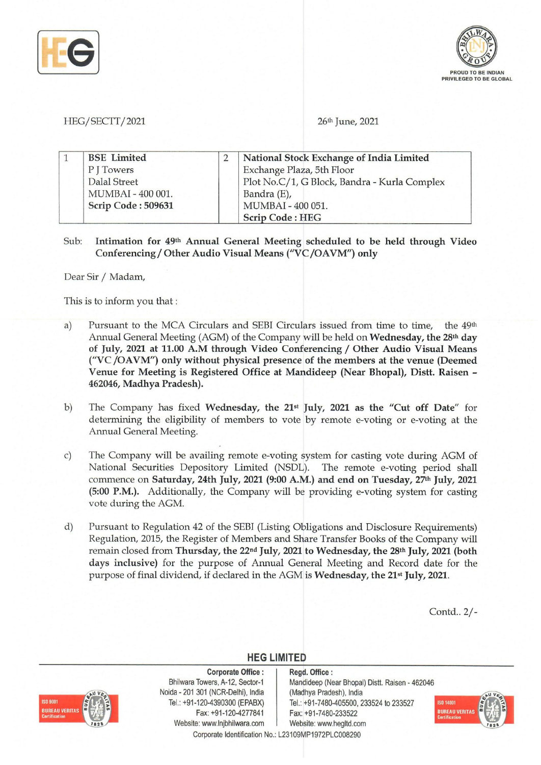HEG/SECTT/2021

26th June, 2021

| 1 | **BSE Limited**<br>P J Towers<br>Dalal Street<br>MUMBAI - 400 001.<br>**Scrip Code : 509631** | 2 | **National Stock Exchange of India Limited**<br>Exchange Plaza, 5th Floor<br>Plot No.C/1, G Block, Bandra - Kurla Complex<br>Bandra (E),<br>MUMBAI - 400 051.<br>**Scrip Code : HEG** |
|---|---|---|---|

Sub: **Intimation for 49th Annual General Meeting scheduled to be held through Video Conferencing / Other Audio Visual Means ("VC/OAVM") only**

Dear Sir / Madam,

This is to inform you that :

a) Pursuant to the MCA Circulars and SEBI Circulars issued from time to time, the 49th Annual General Meeting (AGM) of the Company will be held on **Wednesday, the 28th day of July, 2021 at 11.00 A.M through Video Conferencing / Other Audio Visual Means ("VC /OAVM") only without physical presence of the members at the venue (Deemed Venue for Meeting is Registered Office at Mandideep (Near Bhopal), Distt. Raisen – 462046, Madhya Pradesh).**

b) The Company has fixed **Wednesday, the 21st July, 2021 as the "Cut off Date"** for determining the eligibility of members to vote by remote e-voting or e-voting at the Annual General Meeting.

c) The Company will be availing remote e-voting system for casting vote during AGM of National Securities Depository Limited (NSDL). The remote e-voting period shall commence on **Saturday, 24th July, 2021 (9:00 A.M.) and end on Tuesday, 27th July, 2021 (5:00 P.M.).** Additionally, the Company will be providing e-voting system for casting vote during the AGM.

d) Pursuant to Regulation 42 of the SEBI (Listing Obligations and Disclosure Requirements) Regulation, 2015, the Register of Members and Share Transfer Books of the Company will remain closed from **Thursday, the 22nd July, 2021 to Wednesday, the 28th July, 2021 (both days inclusive)** for the purpose of Annual General Meeting and Record date for the purpose of final dividend, if declared in the AGM is **Wednesday, the 21st July, 2021.**

Contd.. 2/-

**HEG LIMITED**

**Corporate Office :** Bhilwara Towers, A-12, Sector-1, Noida - 201 301 (NCR-Delhi), India. Tel.: +91-120-4390300 (EPABX), Fax: +91-120-4277841, Website: www.lnjbhilwara.com

**Regd. Office :** Mandideep (Near Bhopal) Distt. Raisen - 462046 (Madhya Pradesh), India. Tel.: +91-7480-405500, 233524 to 233527, Fax: +91-7480-233522, Website: www.hegltd.com

Corporate Identification No.: L23109MP1972PLC008290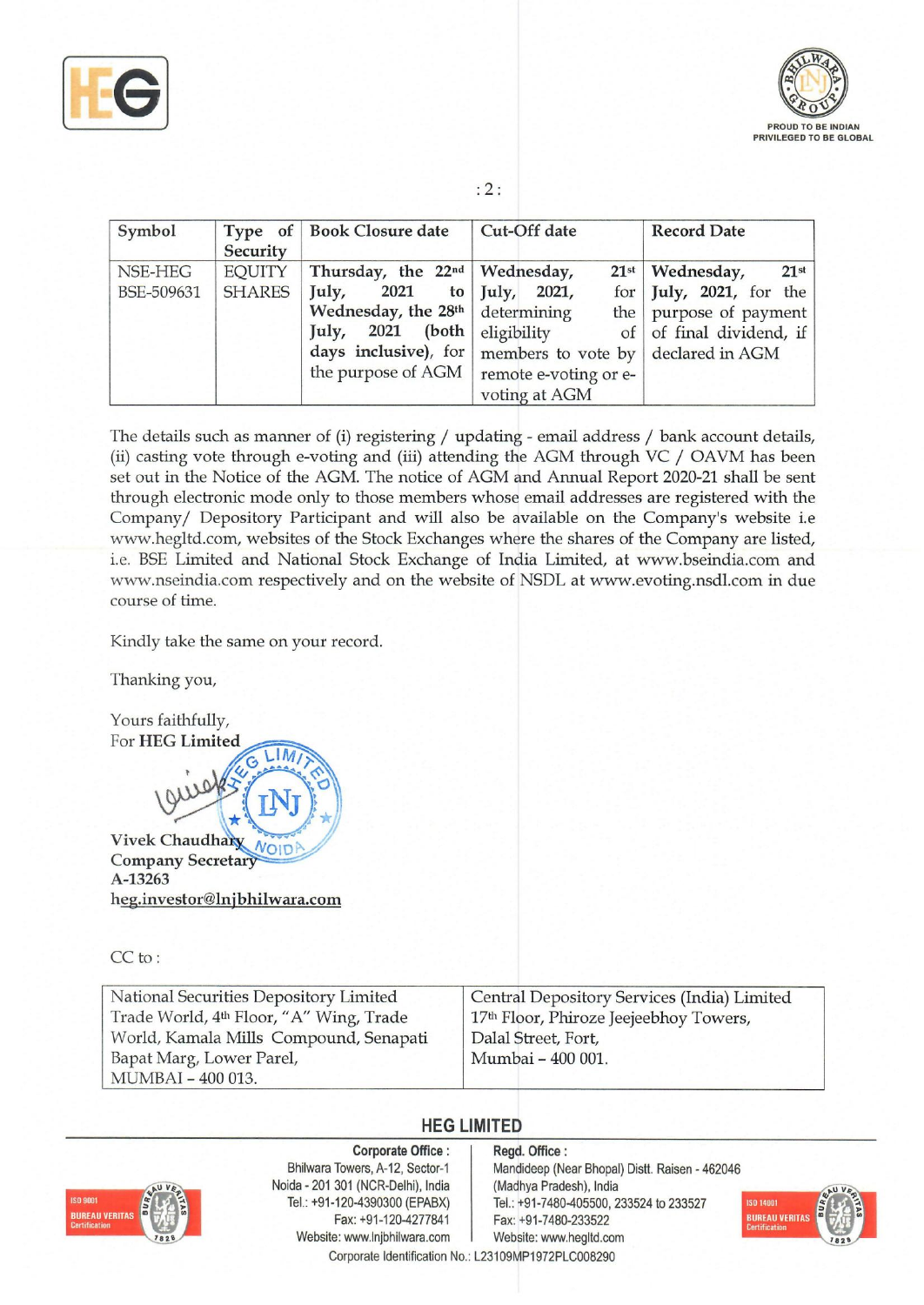| Symbol | Type of Security | Book Closure date | Cut-Off date | Record Date |
|---|---|---|---|---|
| NSE-HEG<br>BSE-509631 | EQUITY SHARES | **Thursday, the 22nd July, 2021 to Wednesday, the 28th July, 2021 (both days inclusive)**, for the purpose of AGM | **Wednesday, 21st July, 2021,** for determining the eligibility of members to vote by remote e-voting or e-voting at AGM | **Wednesday, 21st July, 2021,** for the purpose of payment of final dividend, if declared in AGM |

The details such as manner of (i) registering / updating - email address / bank account details, (ii) casting vote through e-voting and (iii) attending the AGM through VC / OAVM has been set out in the Notice of the AGM. The notice of AGM and Annual Report 2020-21 shall be sent through electronic mode only to those members whose email addresses are registered with the Company/ Depository Participant and will also be available on the Company's website i.e www.hegltd.com, websites of the Stock Exchanges where the shares of the Company are listed, i.e. BSE Limited and National Stock Exchange of India Limited, at www.bseindia.com and www.nseindia.com respectively and on the website of NSDL at www.evoting.nsdl.com in due course of time.

Kindly take the same on your record.

Thanking you,

Yours faithfully,
For **HEG Limited**

**Vivek Chaudhary**
**Company Secretary**
**A-13263**
**heg.investor@lnjbhilwara.com**

CC to :

| | |
|---|---|
| National Securities Depository Limited<br>Trade World, 4th Floor, "A" Wing, Trade World, Kamala Mills Compound, Senapati Bapat Marg, Lower Parel,<br>MUMBAI – 400 013. | Central Depository Services (India) Limited<br>17th Floor, Phiroze Jeejeebhoy Towers,<br>Dalal Street, Fort,<br>Mumbai – 400 001. |

**HEG LIMITED**

**Corporate Office :**
Bhilwara Towers, A-12, Sector-1
Noida - 201 301 (NCR-Delhi), India
Tel.: +91-120-4390300 (EPABX)
Fax: +91-120-4277841
Website: www.lnjbhilwara.com

**Regd. Office :**
Mandideep (Near Bhopal) Distt. Raisen - 462046
(Madhya Pradesh), India
Tel.: +91-7480-405500, 233524 to 233527
Fax: +91-7480-233522
Website: www.hegltd.com

Corporate Identification No.: L23109MP1972PLC008290